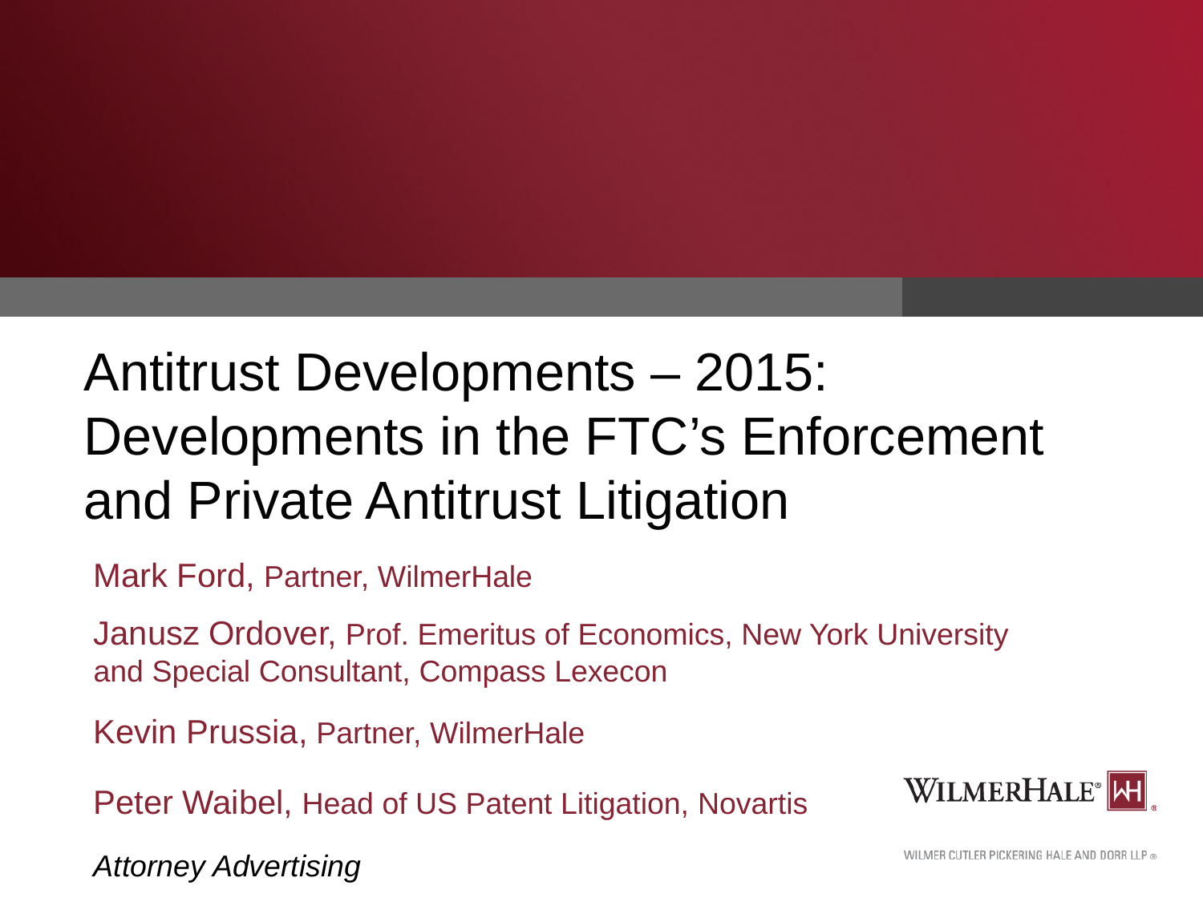# Antitrust Developments – 2015: Developments in the FTC's Enforcement and Private Antitrust Litigation

Mark Ford, Partner, WilmerHale

Janusz Ordover, Prof. Emeritus of Economics, New York University and Special Consultant, Compass Lexecon

Kevin Prussia, Partner, WilmerHale

Peter Waibel, Head of US Patent Litigation, Novartis

*Attorney Advertising*

WILMERHALE®

WILMER CUTLER PICKERING HALE AND DORR LLP ®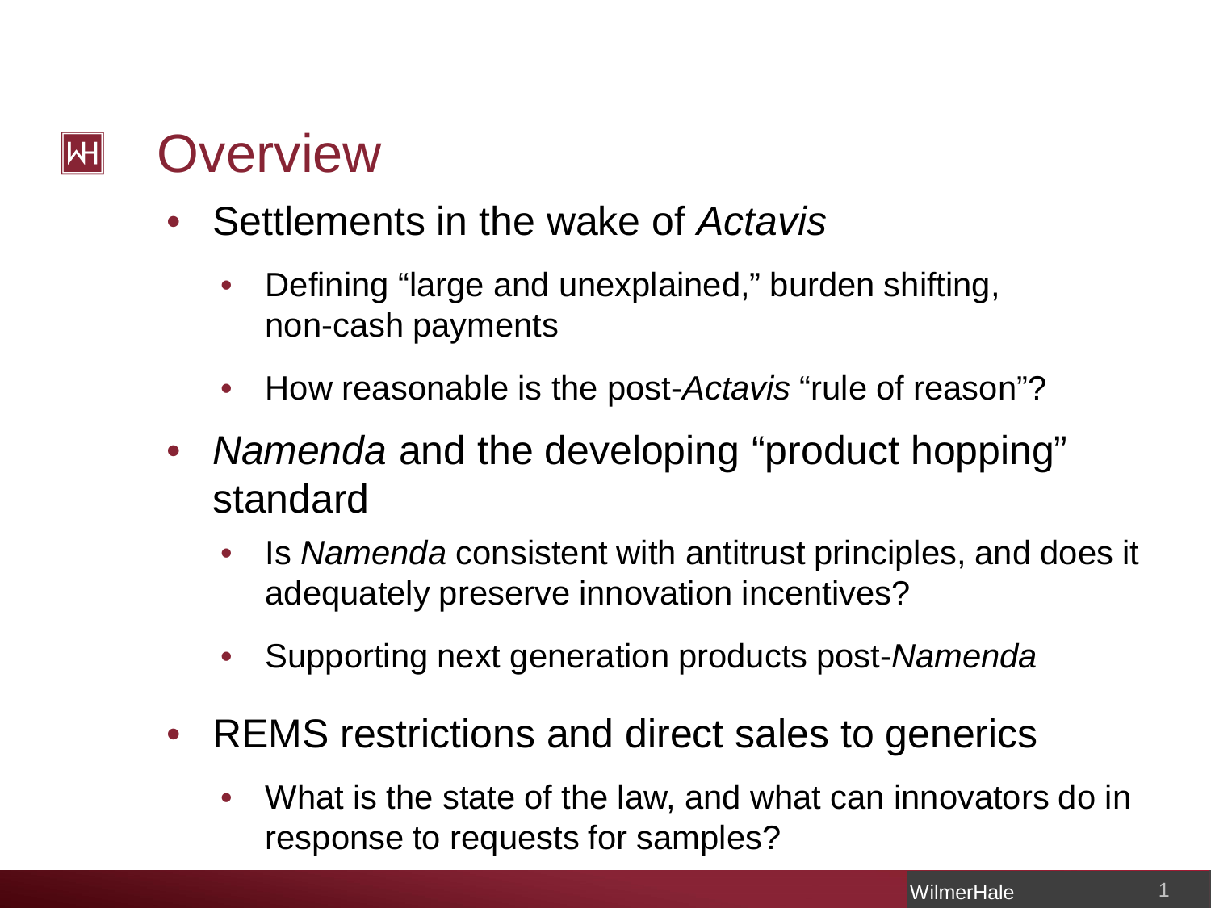# Overview

- Settlements in the wake of *Actavis*
  - Defining “large and unexplained,” burden shifting, non-cash payments
  - How reasonable is the post-*Actavis* “rule of reason”?
- *Namenda* and the developing “product hopping” standard
  - Is *Namenda* consistent with antitrust principles, and does it adequately preserve innovation incentives?
  - Supporting next generation products post-*Namenda*
- REMS restrictions and direct sales to generics
  - What is the state of the law, and what can innovators do in response to requests for samples?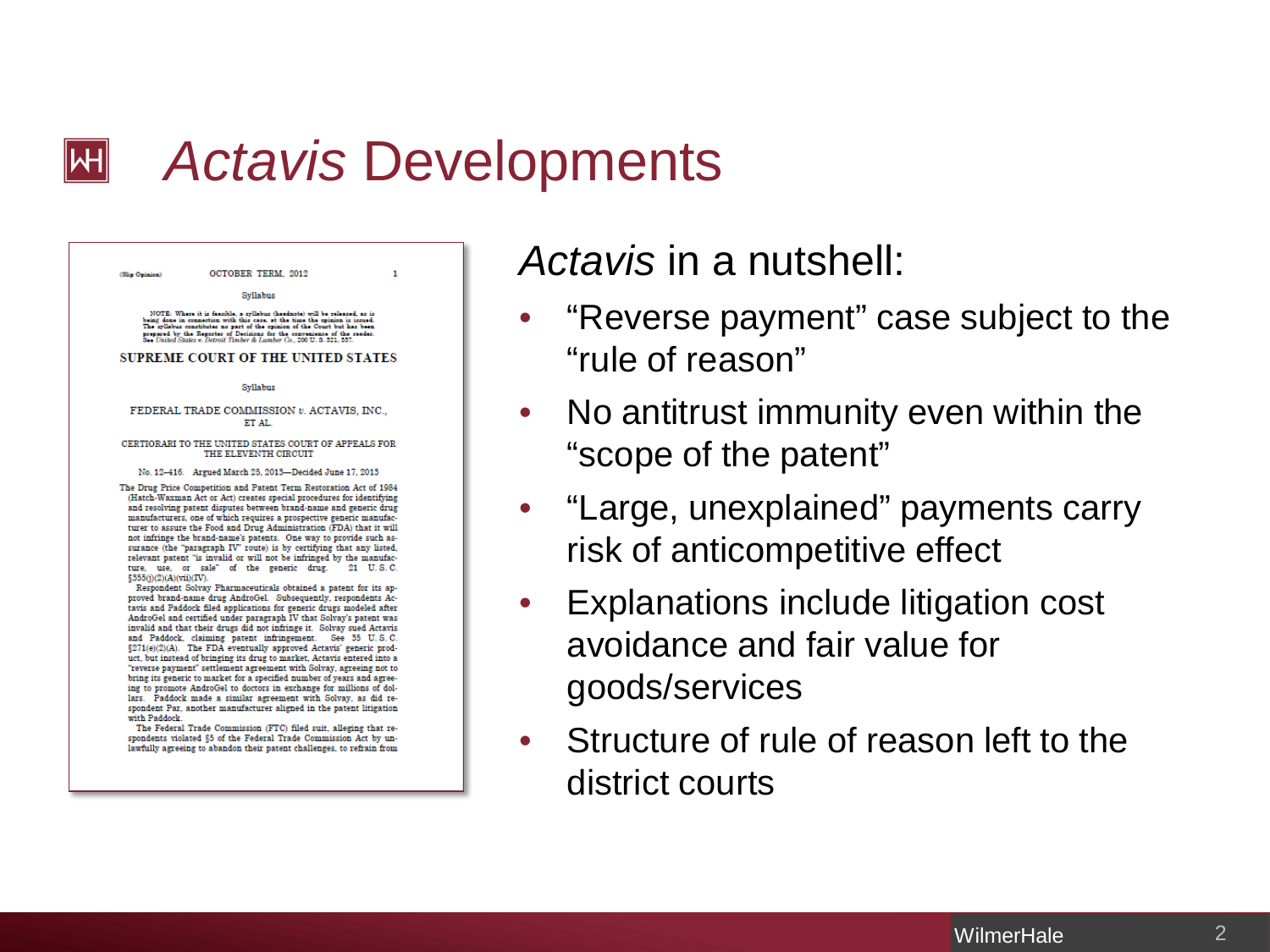# *Actavis* Developments

(Slip Opinion) OCTOBER TERM, 2012 1

Syllabus

NOTE: Where it is feasible, a syllabus (headnote) will be released, as is being done in connection with this case, at the time the opinion is issued. The syllabus constitutes no part of the opinion of the Court but has been prepared by the Reporter of Decisions for the convenience of the reader. See *United States v. Detroit Timber & Lumber Co.*, 200 U. S. 321, 337.

SUPREME COURT OF THE UNITED STATES

Syllabus

FEDERAL TRADE COMMISSION *v.* ACTAVIS, INC., ET AL.

CERTIORARI TO THE UNITED STATES COURT OF APPEALS FOR THE ELEVENTH CIRCUIT

No. 12–416. Argued March 25, 2013—Decided June 17, 2013

The Drug Price Competition and Patent Term Restoration Act of 1984 (Hatch-Waxman Act or Act) creates special procedures for identifying and resolving patent disputes between brand-name and generic drug manufacturers, one of which requires a prospective generic manufacturer to assure the Food and Drug Administration (FDA) that it will not infringe the brand-name's patents. One way to provide such assurance (the "paragraph IV" route) is by certifying that any listed, relevant patent "is invalid or will not be infringed by the manufacture, use, or sale" of the generic drug. 21 U. S. C. §355(j)(2)(A)(vii)(IV).

Respondent Solvay Pharmaceuticals obtained a patent for its approved brand-name drug AndroGel. Subsequently, respondents Actavis and Paddock filed applications for generic drugs modeled after AndroGel and certified under paragraph IV that Solvay's patent was invalid and that their drugs did not infringe it. Solvay sued Actavis and Paddock, claiming patent infringement. See 35 U. S. C. §271(e)(2)(A). The FDA eventually approved Actavis' generic product, but instead of bringing its drug to market, Actavis entered into a "reverse payment" settlement agreement with Solvay, agreeing not to bring its generic to market for a specified number of years and agreeing to promote AndroGel to doctors in exchange for millions of dollars. Paddock made a similar agreement with Solvay, as did respondent Par, another manufacturer aligned in the patent litigation with Paddock.

The Federal Trade Commission (FTC) filed suit, alleging that respondents violated §5 of the Federal Trade Commission Act by unlawfully agreeing to abandon their patent challenges, to refrain from

## *Actavis* in a nutshell:

- "Reverse payment" case subject to the "rule of reason"
- No antitrust immunity even within the "scope of the patent"
- "Large, unexplained" payments carry risk of anticompetitive effect
- Explanations include litigation cost avoidance and fair value for goods/services
- Structure of rule of reason left to the district courts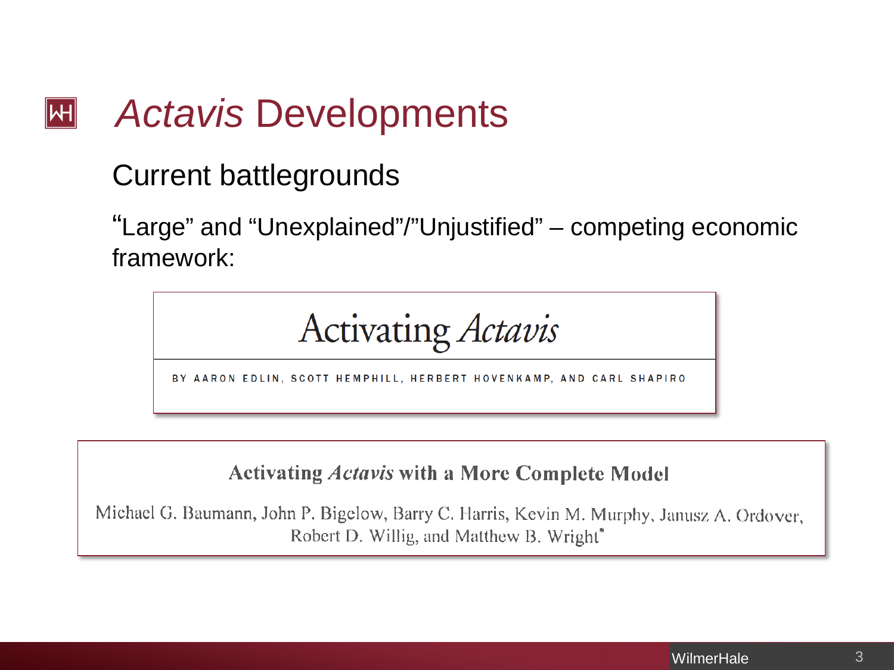# *Actavis* Developments

## Current battlegrounds

"Large" and "Unexplained"/"Unjustified" – competing economic framework:

### Activating *Actavis*

BY AARON EDLIN, SCOTT HEMPHILL, HERBERT HOVENKAMP, AND CARL SHAPIRO

### Activating *Actavis* with a More Complete Model

Michael G. Baumann, John P. Bigelow, Barry C. Harris, Kevin M. Murphy, Janusz A. Ordover, Robert D. Willig, and Matthew B. Wright*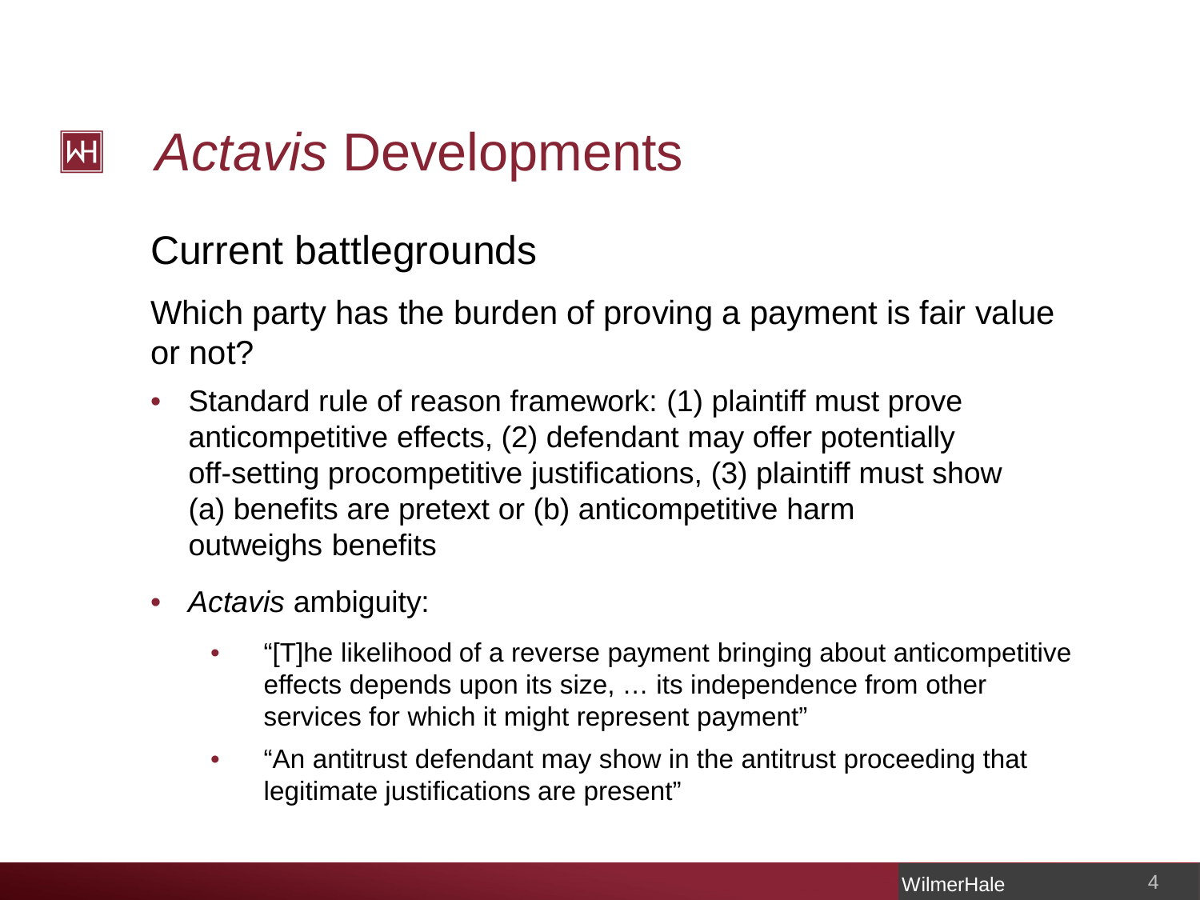# *Actavis* Developments

## Current battlegrounds

Which party has the burden of proving a payment is fair value or not?

- Standard rule of reason framework: (1) plaintiff must prove anticompetitive effects, (2) defendant may offer potentially off-setting procompetitive justifications, (3) plaintiff must show (a) benefits are pretext or (b) anticompetitive harm outweighs benefits
- *Actavis* ambiguity:
  - "[T]he likelihood of a reverse payment bringing about anticompetitive effects depends upon its size, … its independence from other services for which it might represent payment"
  - "An antitrust defendant may show in the antitrust proceeding that legitimate justifications are present"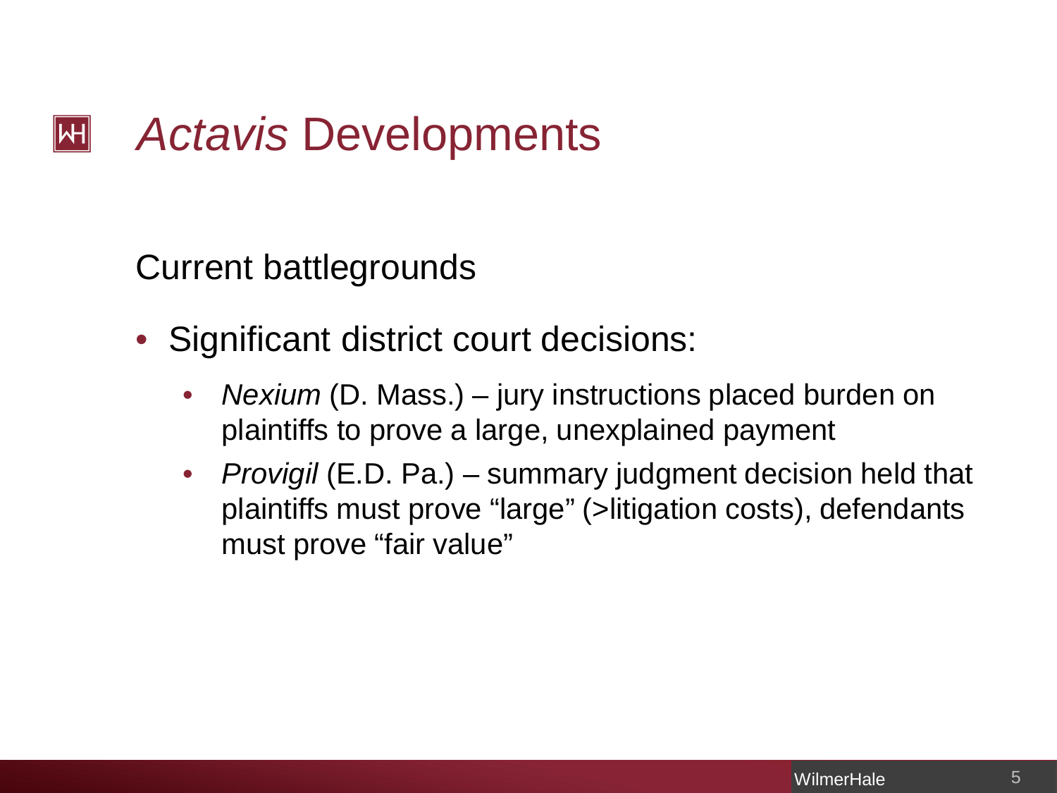# *Actavis* Developments

Current battlegrounds

- Significant district court decisions:
  - *Nexium* (D. Mass.) – jury instructions placed burden on plaintiffs to prove a large, unexplained payment
  - *Provigil* (E.D. Pa.) – summary judgment decision held that plaintiffs must prove “large” (>litigation costs), defendants must prove “fair value”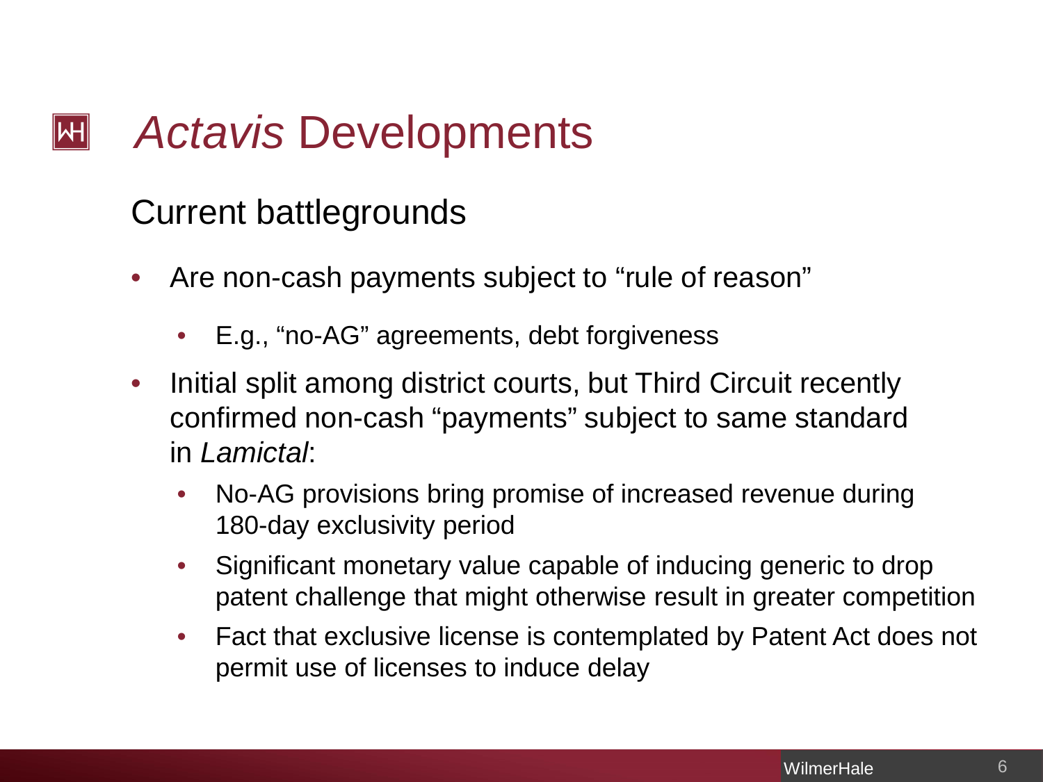# *Actavis* Developments

## Current battlegrounds

- Are non-cash payments subject to "rule of reason"
  - E.g., "no-AG" agreements, debt forgiveness
- Initial split among district courts, but Third Circuit recently confirmed non-cash "payments" subject to same standard in *Lamictal*:
  - No-AG provisions bring promise of increased revenue during 180-day exclusivity period
  - Significant monetary value capable of inducing generic to drop patent challenge that might otherwise result in greater competition
  - Fact that exclusive license is contemplated by Patent Act does not permit use of licenses to induce delay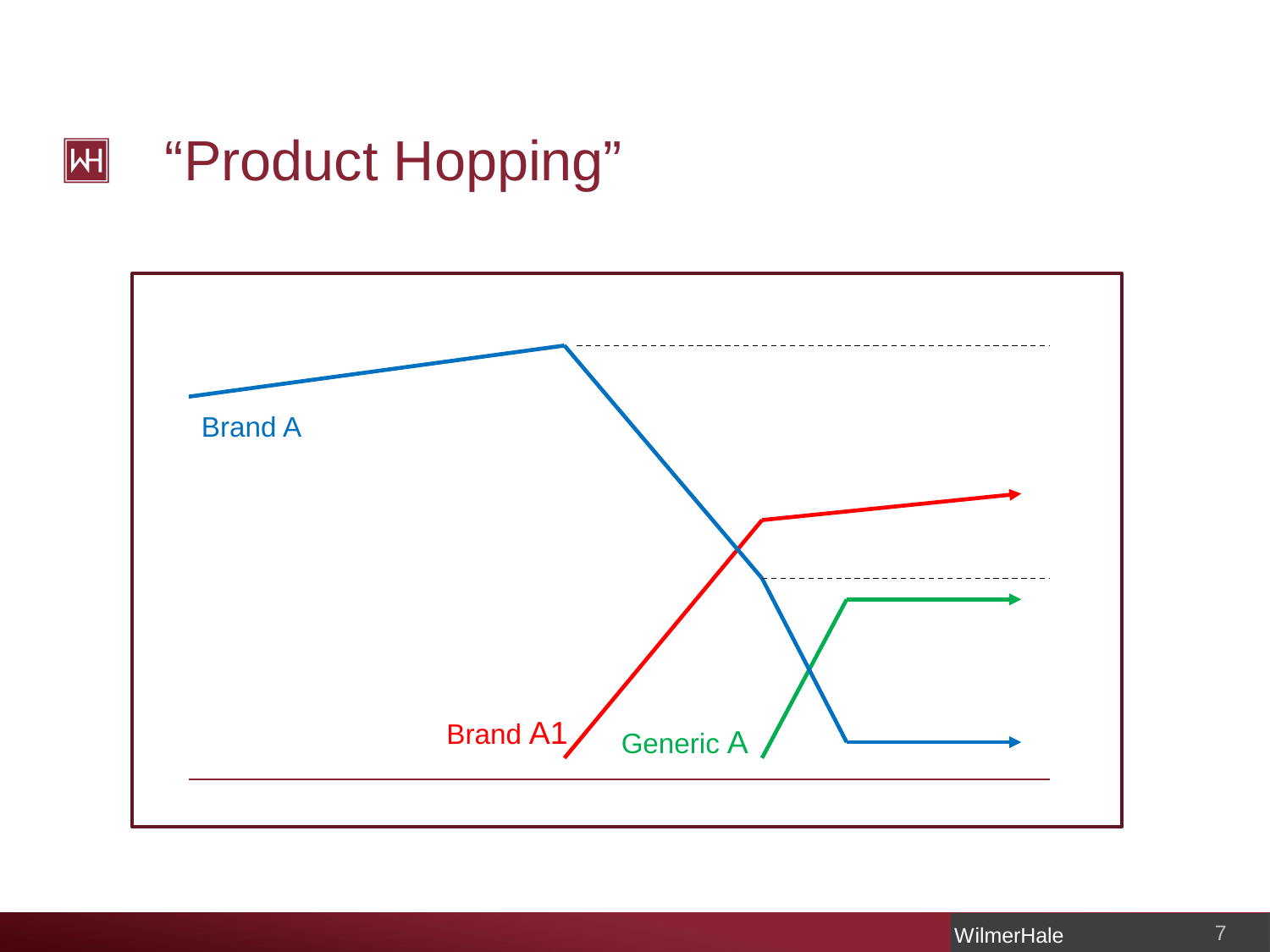# "Product Hopping"

Brand A

Brand A1

Generic A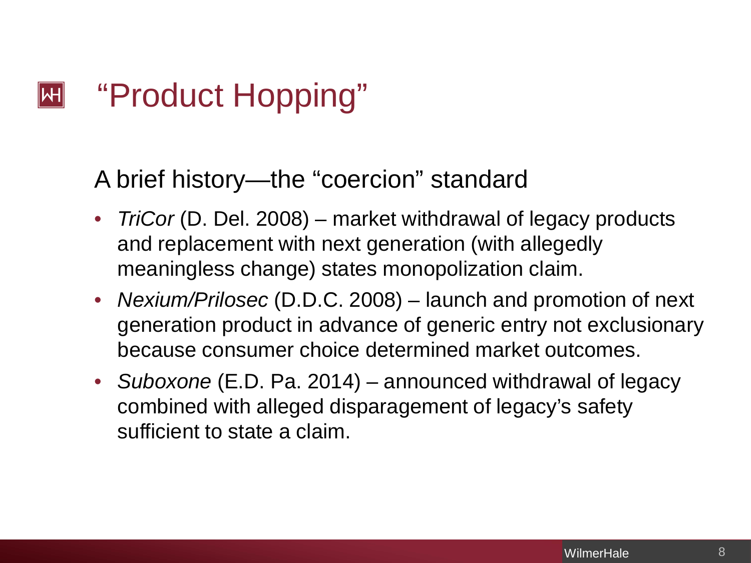# "Product Hopping"

## A brief history—the "coercion" standard

- *TriCor* (D. Del. 2008) – market withdrawal of legacy products and replacement with next generation (with allegedly meaningless change) states monopolization claim.
- *Nexium/Prilosec* (D.D.C. 2008) – launch and promotion of next generation product in advance of generic entry not exclusionary because consumer choice determined market outcomes.
- *Suboxone* (E.D. Pa. 2014) – announced withdrawal of legacy combined with alleged disparagement of legacy's safety sufficient to state a claim.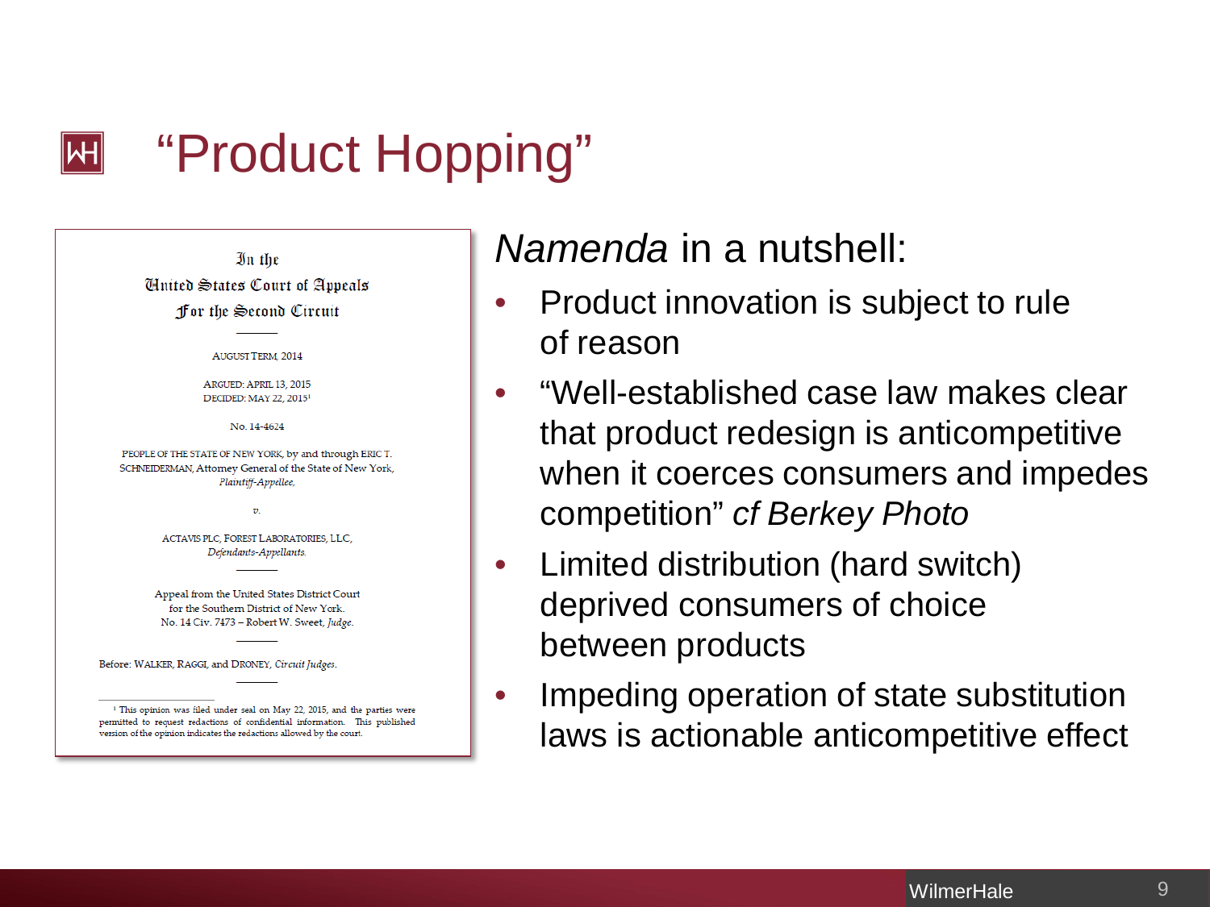# "Product Hopping"

In the
United States Court of Appeals
For the Second Circuit

AUGUST TERM, 2014

ARGUED: APRIL 13, 2015
DECIDED: MAY 22, 2015[1]

No. 14-4624

PEOPLE OF THE STATE OF NEW YORK, by and through ERIC T. SCHNEIDERMAN, Attorney General of the State of New York,
*Plaintiff-Appellee,*

*v.*

ACTAVIS PLC, FOREST LABORATORIES, LLC,
*Defendants-Appellants.*

Appeal from the United States District Court
for the Southern District of New York.
No. 14 Civ. 7473 – Robert W. Sweet, *Judge.*

Before: WALKER, RAGGI, and DRONEY, *Circuit Judges.*

[1] This opinion was filed under seal on May 22, 2015, and the parties were permitted to request redactions of confidential information. This published version of the opinion indicates the redactions allowed by the court.

## *Namenda* in a nutshell:

- Product innovation is subject to rule of reason
- "Well-established case law makes clear that product redesign is anticompetitive when it coerces consumers and impedes competition" *cf Berkey Photo*
- Limited distribution (hard switch) deprived consumers of choice between products
- Impeding operation of state substitution laws is actionable anticompetitive effect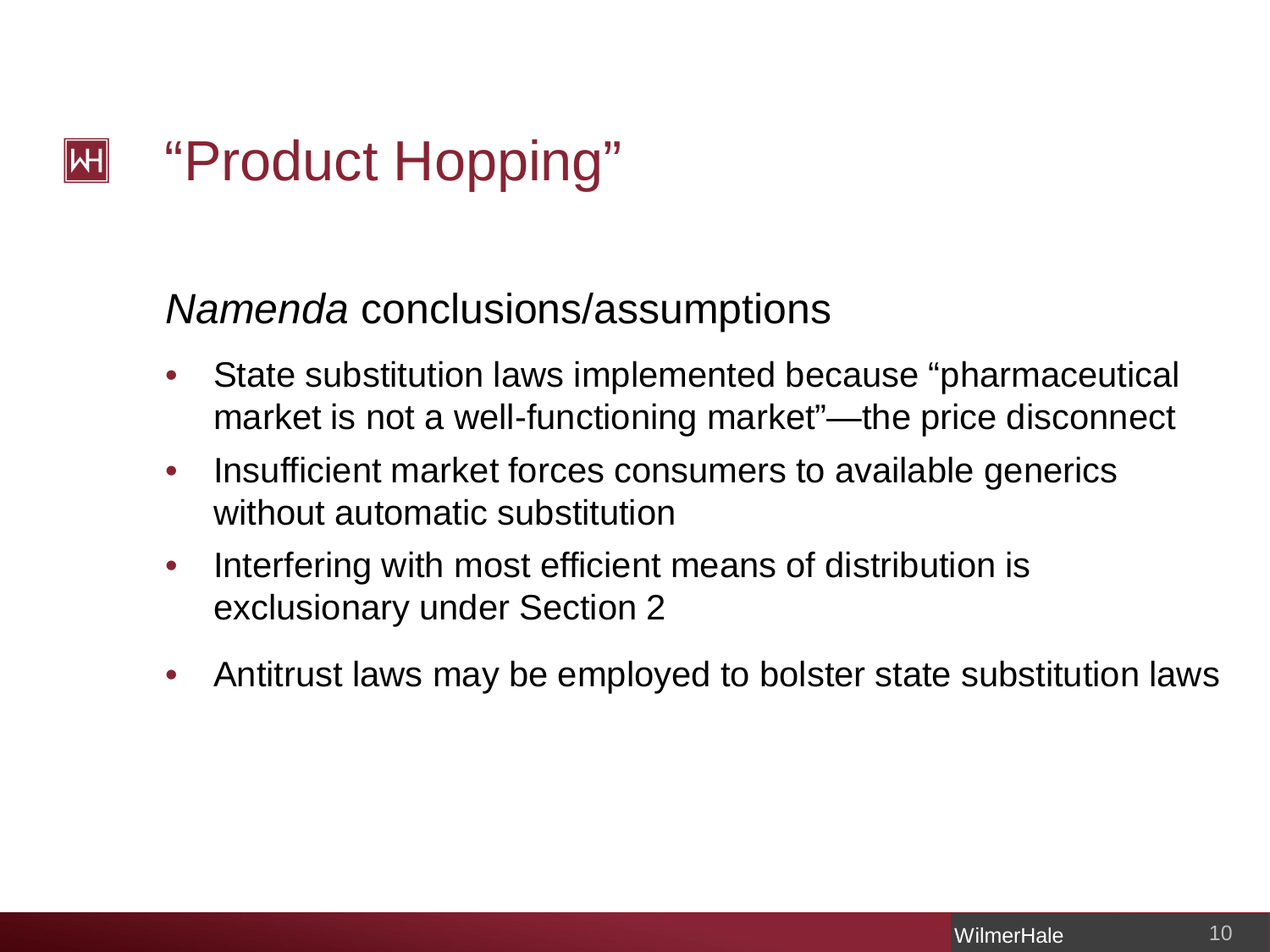# "Product Hopping"

*Namenda* conclusions/assumptions

- State substitution laws implemented because "pharmaceutical market is not a well-functioning market"—the price disconnect
- Insufficient market forces consumers to available generics without automatic substitution
- Interfering with most efficient means of distribution is exclusionary under Section 2
- Antitrust laws may be employed to bolster state substitution laws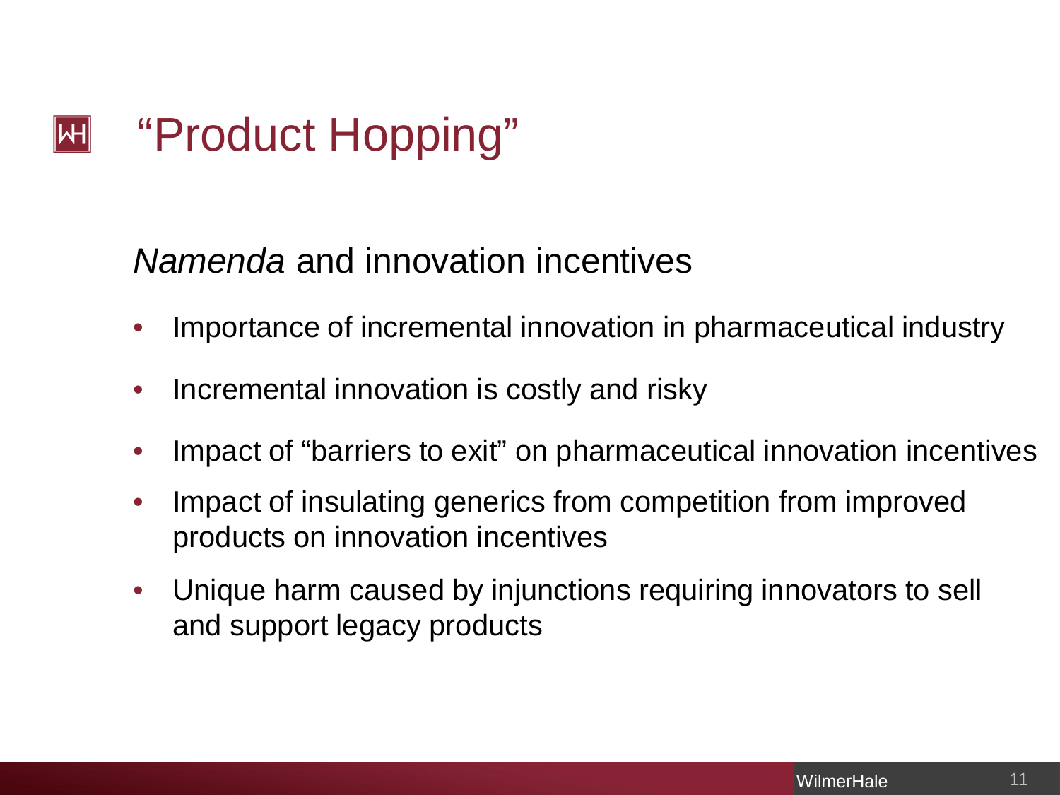# "Product Hopping"

*Namenda* and innovation incentives

- Importance of incremental innovation in pharmaceutical industry
- Incremental innovation is costly and risky
- Impact of "barriers to exit" on pharmaceutical innovation incentives
- Impact of insulating generics from competition from improved products on innovation incentives
- Unique harm caused by injunctions requiring innovators to sell and support legacy products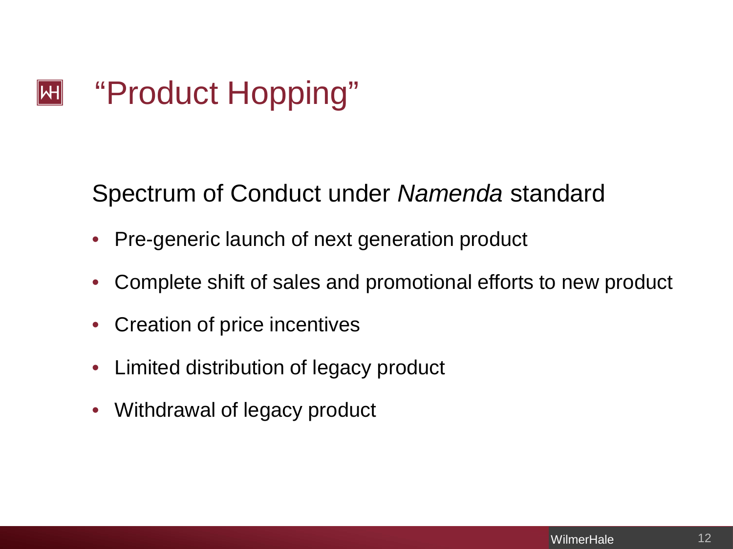# "Product Hopping"

Spectrum of Conduct under *Namenda* standard

- Pre-generic launch of next generation product
- Complete shift of sales and promotional efforts to new product
- Creation of price incentives
- Limited distribution of legacy product
- Withdrawal of legacy product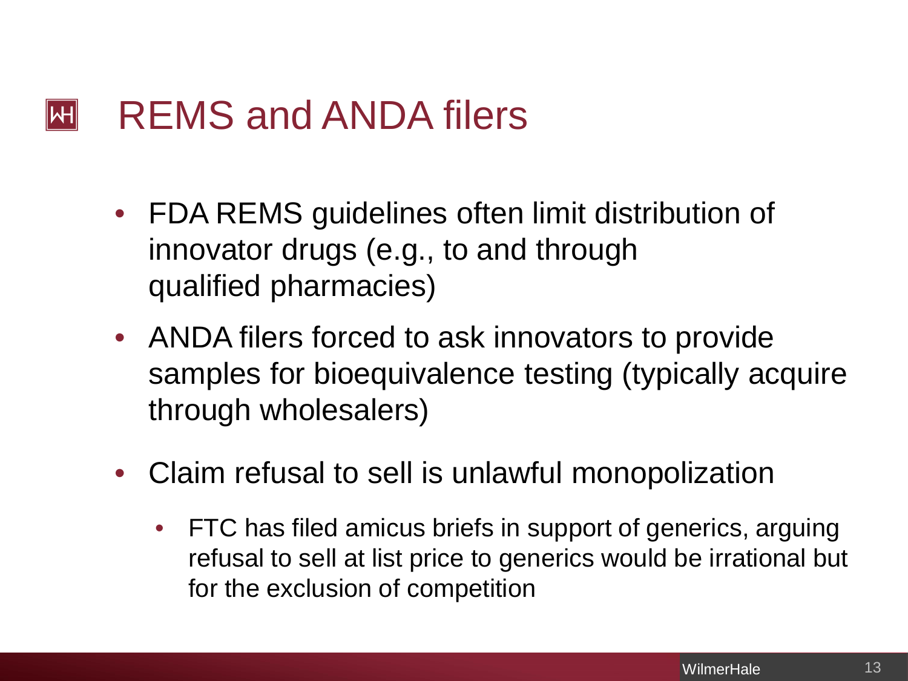# REMS and ANDA filers

- FDA REMS guidelines often limit distribution of innovator drugs (e.g., to and through qualified pharmacies)
- ANDA filers forced to ask innovators to provide samples for bioequivalence testing (typically acquire through wholesalers)
- Claim refusal to sell is unlawful monopolization
  - FTC has filed amicus briefs in support of generics, arguing refusal to sell at list price to generics would be irrational but for the exclusion of competition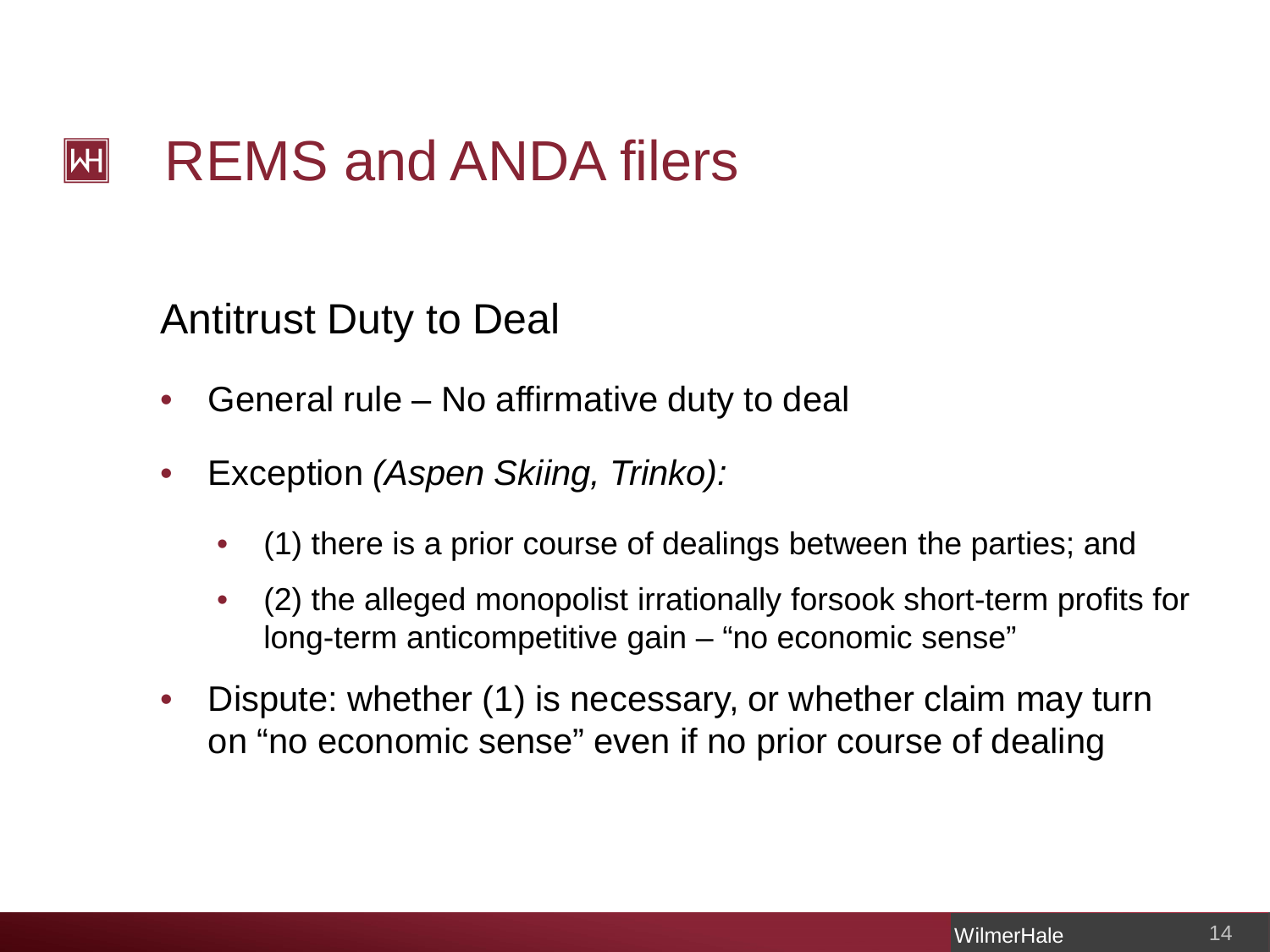# REMS and ANDA filers

## Antitrust Duty to Deal

- General rule – No affirmative duty to deal
- Exception *(Aspen Skiing, Trinko):*
  - (1) there is a prior course of dealings between the parties; and
  - (2) the alleged monopolist irrationally forsook short-term profits for long-term anticompetitive gain – "no economic sense"
- Dispute: whether (1) is necessary, or whether claim may turn on "no economic sense" even if no prior course of dealing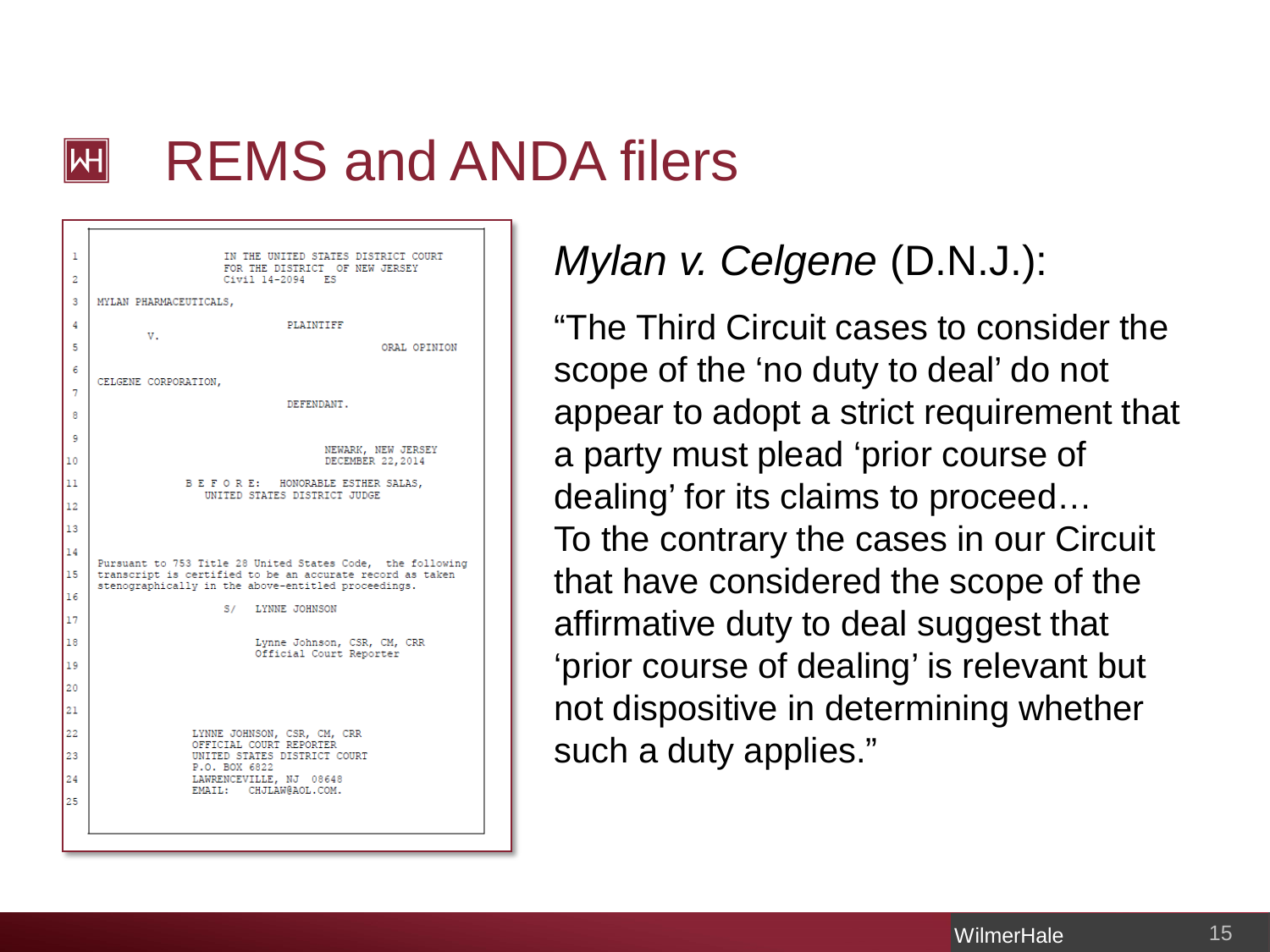# REMS and ANDA filers

IN THE UNITED STATES DISTRICT COURT
FOR THE DISTRICT OF NEW JERSEY
Civil 14-2094 ES

MYLAN PHARMACEUTICALS,

PLAINTIFF

V.

ORAL OPINION

CELGENE CORPORATION,

DEFENDANT.

NEWARK, NEW JERSEY
DECEMBER 22, 2014

B E F O R E: HONORABLE ESTHER SALAS,
UNITED STATES DISTRICT JUDGE

Pursuant to 753 Title 28 United States Code, the following transcript is certified to be an accurate record as taken stenographically in the above-entitled proceedings.

S/ LYNNE JOHNSON

Lynne Johnson, CSR, CM, CRR
Official Court Reporter

LYNNE JOHNSON, CSR, CM, CRR
OFFICIAL COURT REPORTER
UNITED STATES DISTRICT COURT
P.O. BOX 6822
LAWRENCEVILLE, NJ 08648
EMAIL: CHJLAW@AOL.COM.

*Mylan v. Celgene* (D.N.J.):

"The Third Circuit cases to consider the scope of the 'no duty to deal' do not appear to adopt a strict requirement that a party must plead 'prior course of dealing' for its claims to proceed… To the contrary the cases in our Circuit that have considered the scope of the affirmative duty to deal suggest that 'prior course of dealing' is relevant but not dispositive in determining whether such a duty applies."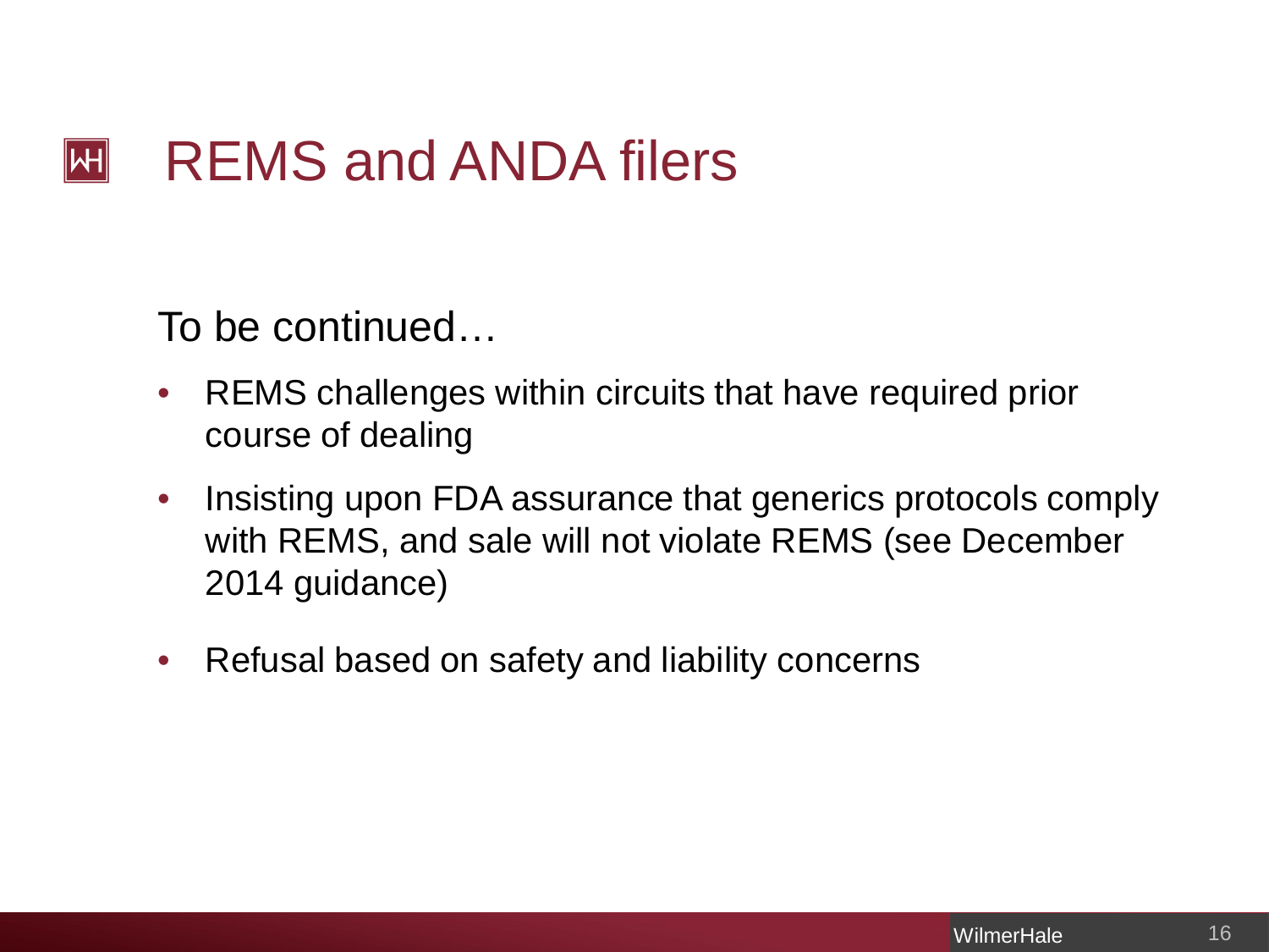# REMS and ANDA filers

To be continued…

- REMS challenges within circuits that have required prior course of dealing
- Insisting upon FDA assurance that generics protocols comply with REMS, and sale will not violate REMS (see December 2014 guidance)
- Refusal based on safety and liability concerns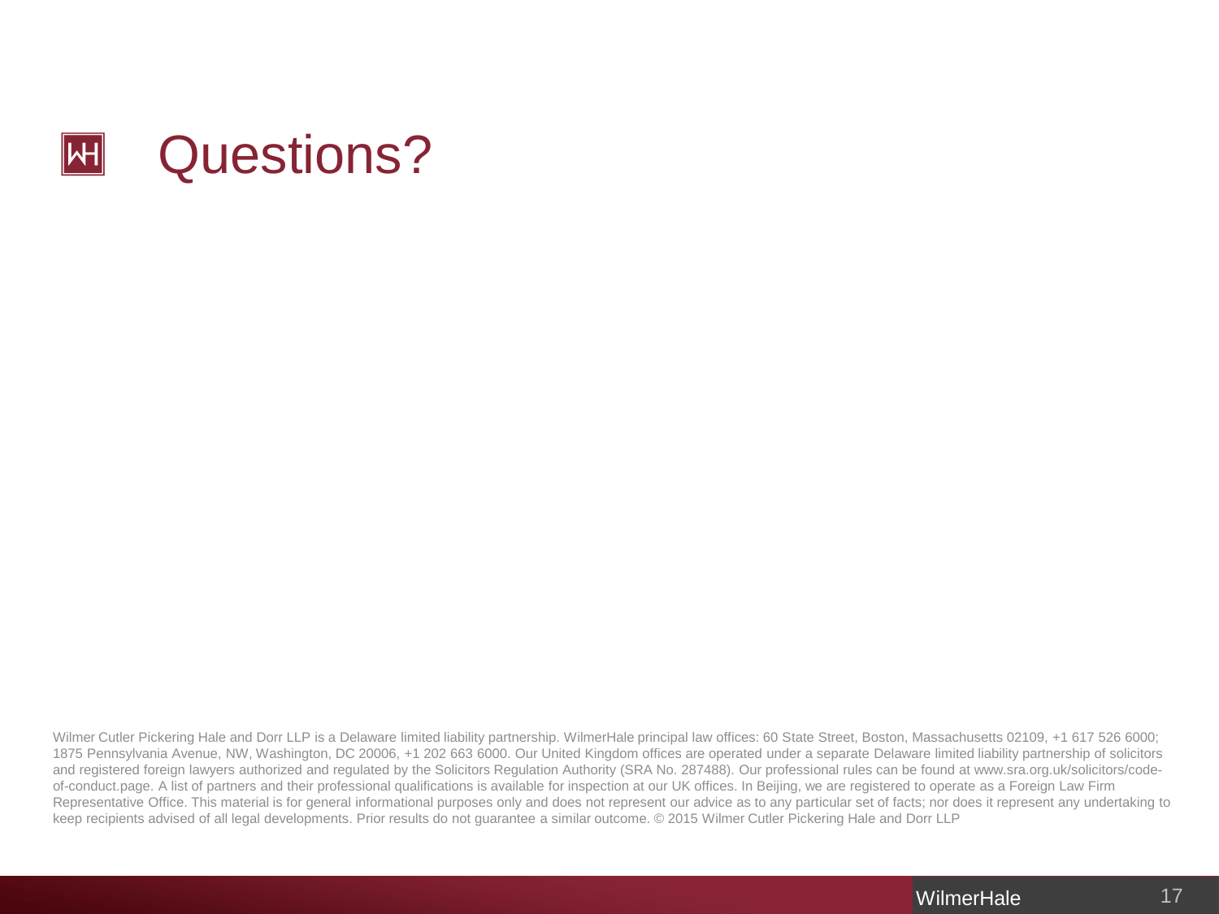# Questions?

Wilmer Cutler Pickering Hale and Dorr LLP is a Delaware limited liability partnership. WilmerHale principal law offices: 60 State Street, Boston, Massachusetts 02109, +1 617 526 6000; 1875 Pennsylvania Avenue, NW, Washington, DC 20006, +1 202 663 6000. Our United Kingdom offices are operated under a separate Delaware limited liability partnership of solicitors and registered foreign lawyers authorized and regulated by the Solicitors Regulation Authority (SRA No. 287488). Our professional rules can be found at www.sra.org.uk/solicitors/code-of-conduct.page. A list of partners and their professional qualifications is available for inspection at our UK offices. In Beijing, we are registered to operate as a Foreign Law Firm Representative Office. This material is for general informational purposes only and does not represent our advice as to any particular set of facts; nor does it represent any undertaking to keep recipients advised of all legal developments. Prior results do not guarantee a similar outcome. © 2015 Wilmer Cutler Pickering Hale and Dorr LLP